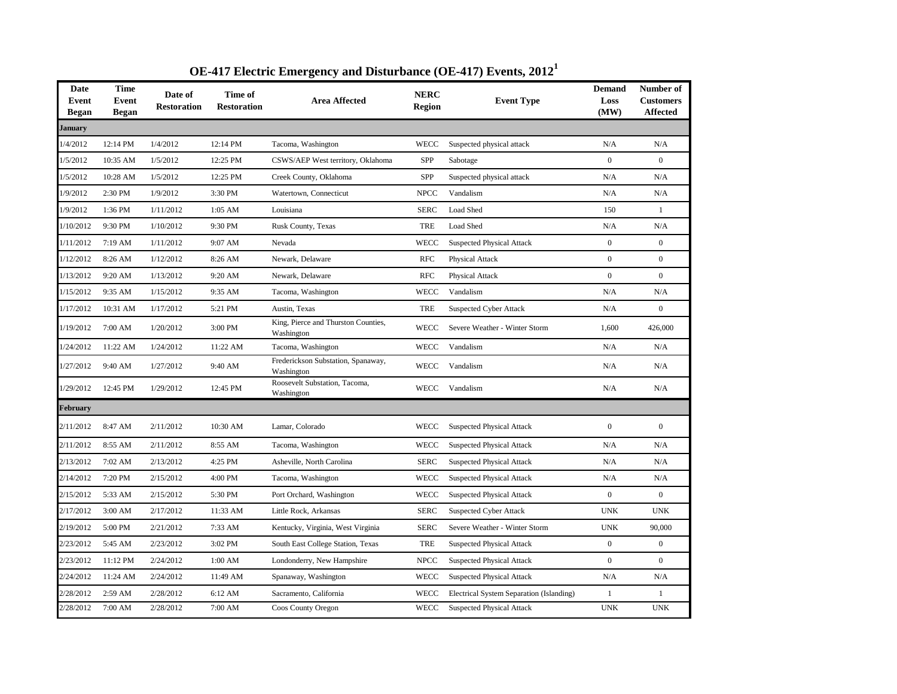# OE-417 Electric Emergency and Disturbance (OE-417) Events, 2012[1]

| Date Event Began | Time Event Began | Date of Restoration | Time of Restoration | Area Affected | NERC Region | Event Type | Demand Loss (MW) | Number of Customers Affected |
|---|---|---|---|---|---|---|---|---|
| **January** | | | | | | | | |
| 1/4/2012 | 12:14 PM | 1/4/2012 | 12:14 PM | Tacoma, Washington | WECC | Suspected physical attack | N/A | N/A |
| 1/5/2012 | 10:35 AM | 1/5/2012 | 12:25 PM | CSWS/AEP West territory, Oklahoma | SPP | Sabotage | 0 | 0 |
| 1/5/2012 | 10:28 AM | 1/5/2012 | 12:25 PM | Creek County, Oklahoma | SPP | Suspected physical attack | N/A | N/A |
| 1/9/2012 | 2:30 PM | 1/9/2012 | 3:30 PM | Watertown, Connecticut | NPCC | Vandalism | N/A | N/A |
| 1/9/2012 | 1:36 PM | 1/11/2012 | 1:05 AM | Louisiana | SERC | Load Shed | 150 | 1 |
| 1/10/2012 | 9:30 PM | 1/10/2012 | 9:30 PM | Rusk County, Texas | TRE | Load Shed | N/A | N/A |
| 1/11/2012 | 7:19 AM | 1/11/2012 | 9:07 AM | Nevada | WECC | Suspected Physical Attack | 0 | 0 |
| 1/12/2012 | 8:26 AM | 1/12/2012 | 8:26 AM | Newark, Delaware | RFC | Physical Attack | 0 | 0 |
| 1/13/2012 | 9:20 AM | 1/13/2012 | 9:20 AM | Newark, Delaware | RFC | Physical Attack | 0 | 0 |
| 1/15/2012 | 9:35 AM | 1/15/2012 | 9:35 AM | Tacoma, Washington | WECC | Vandalism | N/A | N/A |
| 1/17/2012 | 10:31 AM | 1/17/2012 | 5:21 PM | Austin, Texas | TRE | Suspected Cyber Attack | N/A | 0 |
| 1/19/2012 | 7:00 AM | 1/20/2012 | 3:00 PM | King, Pierce and Thurston Counties, Washington | WECC | Severe Weather - Winter Storm | 1,600 | 426,000 |
| 1/24/2012 | 11:22 AM | 1/24/2012 | 11:22 AM | Tacoma, Washington | WECC | Vandalism | N/A | N/A |
| 1/27/2012 | 9:40 AM | 1/27/2012 | 9:40 AM | Frederickson Substation, Spanaway, Washington | WECC | Vandalism | N/A | N/A |
| 1/29/2012 | 12:45 PM | 1/29/2012 | 12:45 PM | Roosevelt Substation, Tacoma, Washington | WECC | Vandalism | N/A | N/A |
| **February** | | | | | | | | |
| 2/11/2012 | 8:47 AM | 2/11/2012 | 10:30 AM | Lamar, Colorado | WECC | Suspected Physical Attack | 0 | 0 |
| 2/11/2012 | 8:55 AM | 2/11/2012 | 8:55 AM | Tacoma, Washington | WECC | Suspected Physical Attack | N/A | N/A |
| 2/13/2012 | 7:02 AM | 2/13/2012 | 4:25 PM | Asheville, North Carolina | SERC | Suspected Physical Attack | N/A | N/A |
| 2/14/2012 | 7:20 PM | 2/15/2012 | 4:00 PM | Tacoma, Washington | WECC | Suspected Physical Attack | N/A | N/A |
| 2/15/2012 | 5:33 AM | 2/15/2012 | 5:30 PM | Port Orchard, Washington | WECC | Suspected Physical Attack | 0 | 0 |
| 2/17/2012 | 3:00 AM | 2/17/2012 | 11:33 AM | Little Rock, Arkansas | SERC | Suspected Cyber Attack | UNK | UNK |
| 2/19/2012 | 5:00 PM | 2/21/2012 | 7:33 AM | Kentucky, Virginia, West Virginia | SERC | Severe Weather - Winter Storm | UNK | 90,000 |
| 2/23/2012 | 5:45 AM | 2/23/2012 | 3:02 PM | South East College Station, Texas | TRE | Suspected Physical Attack | 0 | 0 |
| 2/23/2012 | 11:12 PM | 2/24/2012 | 1:00 AM | Londonderry, New Hampshire | NPCC | Suspected Physical Attack | 0 | 0 |
| 2/24/2012 | 11:24 AM | 2/24/2012 | 11:49 AM | Spanaway, Washington | WECC | Suspected Physical Attack | N/A | N/A |
| 2/28/2012 | 2:59 AM | 2/28/2012 | 6:12 AM | Sacramento, California | WECC | Electrical System Separation (Islanding) | 1 | 1 |
| 2/28/2012 | 7:00 AM | 2/28/2012 | 7:00 AM | Coos County Oregon | WECC | Suspected Physical Attack | UNK | UNK |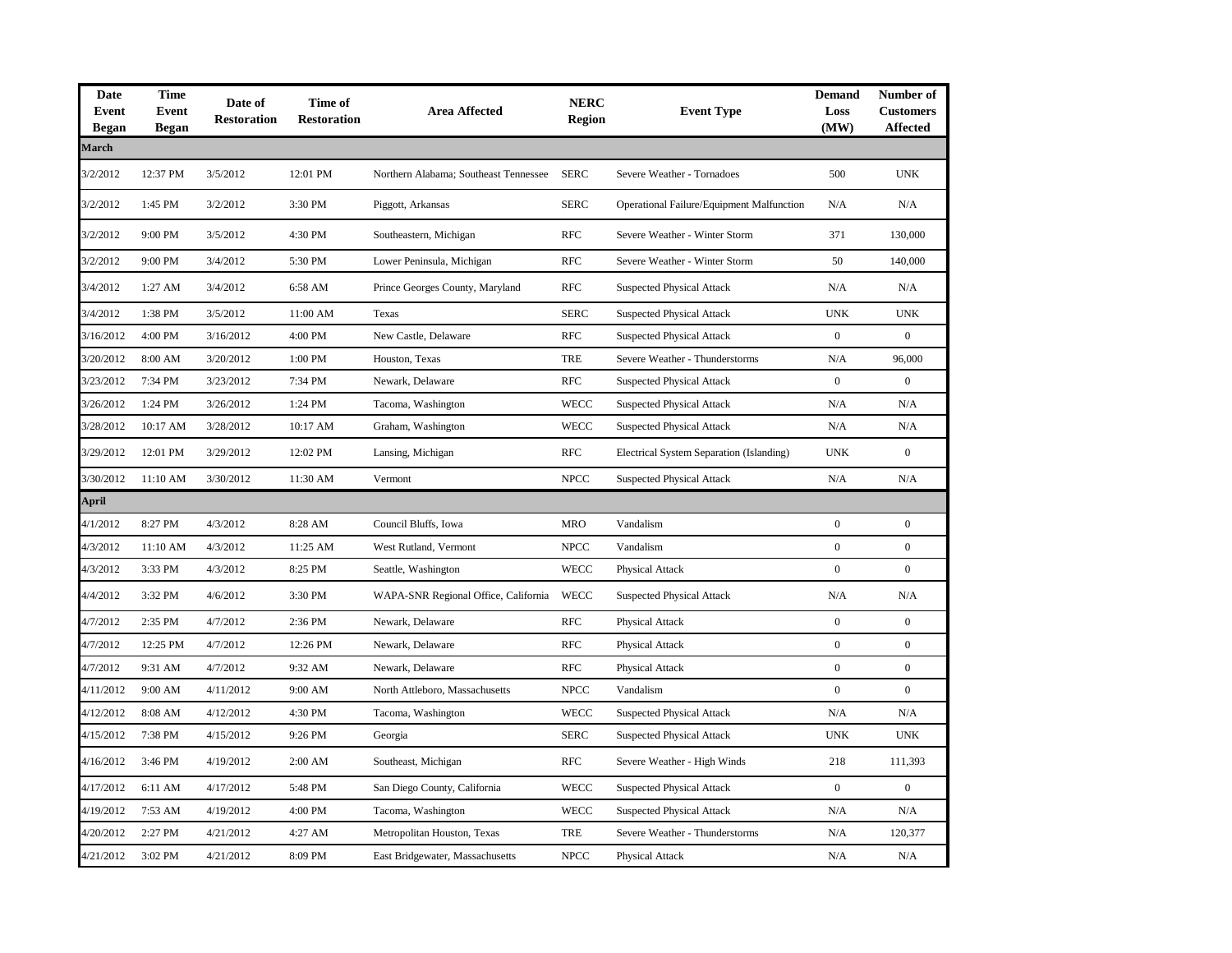| Date Event Began | Time Event Began | Date of Restoration | Time of Restoration | Area Affected | NERC Region | Event Type | Demand Loss (MW) | Number of Customers Affected |
|---|---|---|---|---|---|---|---|---|
| **March** | | | | | | | | |
| 3/2/2012 | 12:37 PM | 3/5/2012 | 12:01 PM | Northern Alabama; Southeast Tennessee | SERC | Severe Weather - Tornadoes | 500 | UNK |
| 3/2/2012 | 1:45 PM | 3/2/2012 | 3:30 PM | Piggott, Arkansas | SERC | Operational Failure/Equipment Malfunction | N/A | N/A |
| 3/2/2012 | 9:00 PM | 3/5/2012 | 4:30 PM | Southeastern, Michigan | RFC | Severe Weather - Winter Storm | 371 | 130,000 |
| 3/2/2012 | 9:00 PM | 3/4/2012 | 5:30 PM | Lower Peninsula, Michigan | RFC | Severe Weather - Winter Storm | 50 | 140,000 |
| 3/4/2012 | 1:27 AM | 3/4/2012 | 6:58 AM | Prince Georges County, Maryland | RFC | Suspected Physical Attack | N/A | N/A |
| 3/4/2012 | 1:38 PM | 3/5/2012 | 11:00 AM | Texas | SERC | Suspected Physical Attack | UNK | UNK |
| 3/16/2012 | 4:00 PM | 3/16/2012 | 4:00 PM | New Castle, Delaware | RFC | Suspected Physical Attack | 0 | 0 |
| 3/20/2012 | 8:00 AM | 3/20/2012 | 1:00 PM | Houston, Texas | TRE | Severe Weather - Thunderstorms | N/A | 96,000 |
| 3/23/2012 | 7:34 PM | 3/23/2012 | 7:34 PM | Newark, Delaware | RFC | Suspected Physical Attack | 0 | 0 |
| 3/26/2012 | 1:24 PM | 3/26/2012 | 1:24 PM | Tacoma, Washington | WECC | Suspected Physical Attack | N/A | N/A |
| 3/28/2012 | 10:17 AM | 3/28/2012 | 10:17 AM | Graham, Washington | WECC | Suspected Physical Attack | N/A | N/A |
| 3/29/2012 | 12:01 PM | 3/29/2012 | 12:02 PM | Lansing, Michigan | RFC | Electrical System Separation (Islanding) | UNK | 0 |
| 3/30/2012 | 11:10 AM | 3/30/2012 | 11:30 AM | Vermont | NPCC | Suspected Physical Attack | N/A | N/A |
| **April** | | | | | | | | |
| 4/1/2012 | 8:27 PM | 4/3/2012 | 8:28 AM | Council Bluffs, Iowa | MRO | Vandalism | 0 | 0 |
| 4/3/2012 | 11:10 AM | 4/3/2012 | 11:25 AM | West Rutland, Vermont | NPCC | Vandalism | 0 | 0 |
| 4/3/2012 | 3:33 PM | 4/3/2012 | 8:25 PM | Seattle, Washington | WECC | Physical Attack | 0 | 0 |
| 4/4/2012 | 3:32 PM | 4/6/2012 | 3:30 PM | WAPA-SNR Regional Office, California | WECC | Suspected Physical Attack | N/A | N/A |
| 4/7/2012 | 2:35 PM | 4/7/2012 | 2:36 PM | Newark, Delaware | RFC | Physical Attack | 0 | 0 |
| 4/7/2012 | 12:25 PM | 4/7/2012 | 12:26 PM | Newark, Delaware | RFC | Physical Attack | 0 | 0 |
| 4/7/2012 | 9:31 AM | 4/7/2012 | 9:32 AM | Newark, Delaware | RFC | Physical Attack | 0 | 0 |
| 4/11/2012 | 9:00 AM | 4/11/2012 | 9:00 AM | North Attleboro, Massachusetts | NPCC | Vandalism | 0 | 0 |
| 4/12/2012 | 8:08 AM | 4/12/2012 | 4:30 PM | Tacoma, Washington | WECC | Suspected Physical Attack | N/A | N/A |
| 4/15/2012 | 7:38 PM | 4/15/2012 | 9:26 PM | Georgia | SERC | Suspected Physical Attack | UNK | UNK |
| 4/16/2012 | 3:46 PM | 4/19/2012 | 2:00 AM | Southeast, Michigan | RFC | Severe Weather - High Winds | 218 | 111,393 |
| 4/17/2012 | 6:11 AM | 4/17/2012 | 5:48 PM | San Diego County, California | WECC | Suspected Physical Attack | 0 | 0 |
| 4/19/2012 | 7:53 AM | 4/19/2012 | 4:00 PM | Tacoma, Washington | WECC | Suspected Physical Attack | N/A | N/A |
| 4/20/2012 | 2:27 PM | 4/21/2012 | 4:27 AM | Metropolitan Houston, Texas | TRE | Severe Weather - Thunderstorms | N/A | 120,377 |
| 4/21/2012 | 3:02 PM | 4/21/2012 | 8:09 PM | East Bridgewater, Massachusetts | NPCC | Physical Attack | N/A | N/A |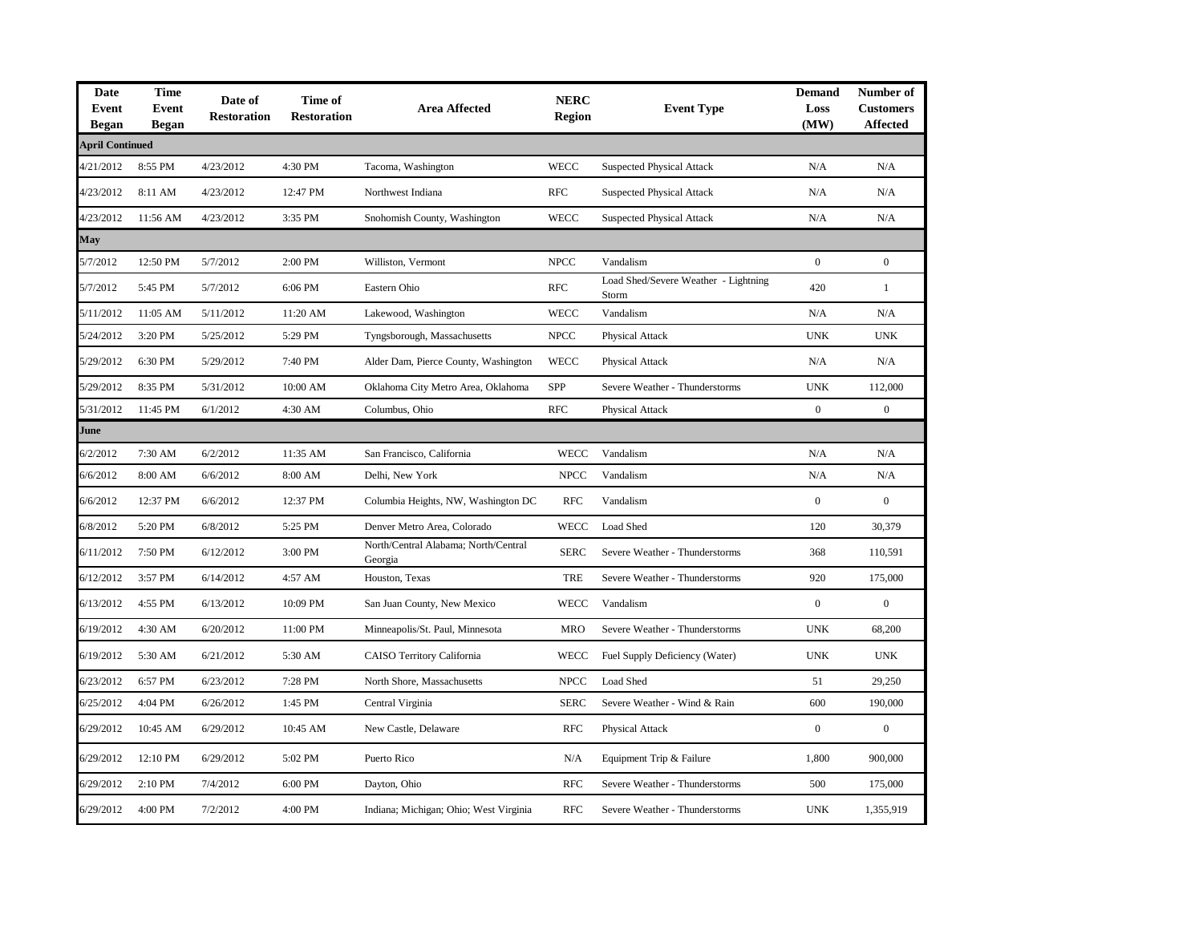| Date Event Began | Time Event Began | Date of Restoration | Time of Restoration | Area Affected | NERC Region | Event Type | Demand Loss (MW) | Number of Customers Affected |
|---|---|---|---|---|---|---|---|---|
| **April Continued** | | | | | | | | |
| 4/21/2012 | 8:55 PM | 4/23/2012 | 4:30 PM | Tacoma, Washington | WECC | Suspected Physical Attack | N/A | N/A |
| 4/23/2012 | 8:11 AM | 4/23/2012 | 12:47 PM | Northwest Indiana | RFC | Suspected Physical Attack | N/A | N/A |
| 4/23/2012 | 11:56 AM | 4/23/2012 | 3:35 PM | Snohomish County, Washington | WECC | Suspected Physical Attack | N/A | N/A |
| **May** | | | | | | | | |
| 5/7/2012 | 12:50 PM | 5/7/2012 | 2:00 PM | Williston, Vermont | NPCC | Vandalism | 0 | 0 |
| 5/7/2012 | 5:45 PM | 5/7/2012 | 6:06 PM | Eastern Ohio | RFC | Load Shed/Severe Weather - Lightning Storm | 420 | 1 |
| 5/11/2012 | 11:05 AM | 5/11/2012 | 11:20 AM | Lakewood, Washington | WECC | Vandalism | N/A | N/A |
| 5/24/2012 | 3:20 PM | 5/25/2012 | 5:29 PM | Tyngsborough, Massachusetts | NPCC | Physical Attack | UNK | UNK |
| 5/29/2012 | 6:30 PM | 5/29/2012 | 7:40 PM | Alder Dam, Pierce County, Washington | WECC | Physical Attack | N/A | N/A |
| 5/29/2012 | 8:35 PM | 5/31/2012 | 10:00 AM | Oklahoma City Metro Area, Oklahoma | SPP | Severe Weather - Thunderstorms | UNK | 112,000 |
| 5/31/2012 | 11:45 PM | 6/1/2012 | 4:30 AM | Columbus, Ohio | RFC | Physical Attack | 0 | 0 |
| **June** | | | | | | | | |
| 6/2/2012 | 7:30 AM | 6/2/2012 | 11:35 AM | San Francisco, California | WECC | Vandalism | N/A | N/A |
| 6/6/2012 | 8:00 AM | 6/6/2012 | 8:00 AM | Delhi, New York | NPCC | Vandalism | N/A | N/A |
| 6/6/2012 | 12:37 PM | 6/6/2012 | 12:37 PM | Columbia Heights, NW, Washington DC | RFC | Vandalism | 0 | 0 |
| 6/8/2012 | 5:20 PM | 6/8/2012 | 5:25 PM | Denver Metro Area, Colorado | WECC | Load Shed | 120 | 30,379 |
| 6/11/2012 | 7:50 PM | 6/12/2012 | 3:00 PM | North/Central Alabama; North/Central Georgia | SERC | Severe Weather - Thunderstorms | 368 | 110,591 |
| 6/12/2012 | 3:57 PM | 6/14/2012 | 4:57 AM | Houston, Texas | TRE | Severe Weather - Thunderstorms | 920 | 175,000 |
| 6/13/2012 | 4:55 PM | 6/13/2012 | 10:09 PM | San Juan County, New Mexico | WECC | Vandalism | 0 | 0 |
| 6/19/2012 | 4:30 AM | 6/20/2012 | 11:00 PM | Minneapolis/St. Paul, Minnesota | MRO | Severe Weather - Thunderstorms | UNK | 68,200 |
| 6/19/2012 | 5:30 AM | 6/21/2012 | 5:30 AM | CAISO Territory California | WECC | Fuel Supply Deficiency (Water) | UNK | UNK |
| 6/23/2012 | 6:57 PM | 6/23/2012 | 7:28 PM | North Shore, Massachusetts | NPCC | Load Shed | 51 | 29,250 |
| 6/25/2012 | 4:04 PM | 6/26/2012 | 1:45 PM | Central Virginia | SERC | Severe Weather - Wind & Rain | 600 | 190,000 |
| 6/29/2012 | 10:45 AM | 6/29/2012 | 10:45 AM | New Castle, Delaware | RFC | Physical Attack | 0 | 0 |
| 6/29/2012 | 12:10 PM | 6/29/2012 | 5:02 PM | Puerto Rico | N/A | Equipment Trip & Failure | 1,800 | 900,000 |
| 6/29/2012 | 2:10 PM | 7/4/2012 | 6:00 PM | Dayton, Ohio | RFC | Severe Weather - Thunderstorms | 500 | 175,000 |
| 6/29/2012 | 4:00 PM | 7/2/2012 | 4:00 PM | Indiana; Michigan; Ohio; West Virginia | RFC | Severe Weather - Thunderstorms | UNK | 1,355,919 |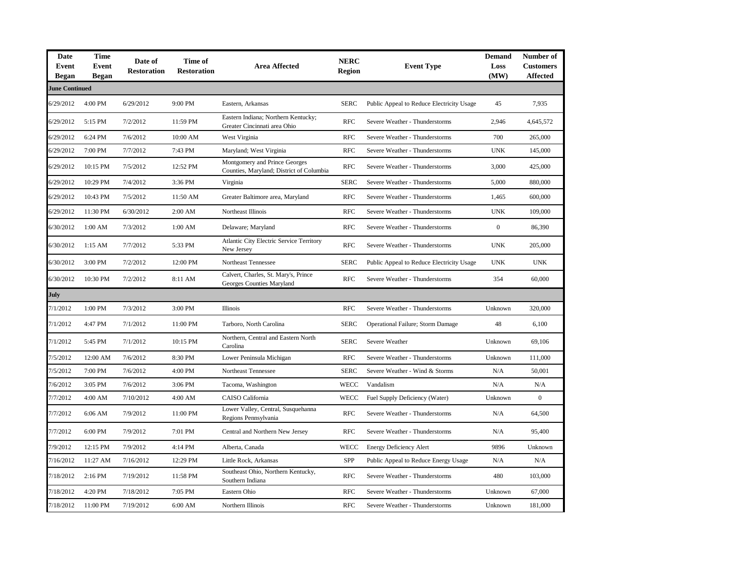| Date Event Began | Time Event Began | Date of Restoration | Time of Restoration | Area Affected | NERC Region | Event Type | Demand Loss (MW) | Number of Customers Affected |
|---|---|---|---|---|---|---|---|---|
| **June Continued** | | | | | | | | |
| 6/29/2012 | 4:00 PM | 6/29/2012 | 9:00 PM | Eastern, Arkansas | SERC | Public Appeal to Reduce Electricity Usage | 45 | 7,935 |
| 6/29/2012 | 5:15 PM | 7/2/2012 | 11:59 PM | Eastern Indiana; Northern Kentucky; Greater Cincinnati area Ohio | RFC | Severe Weather - Thunderstorms | 2,946 | 4,645,572 |
| 6/29/2012 | 6:24 PM | 7/6/2012 | 10:00 AM | West Virginia | RFC | Severe Weather - Thunderstorms | 700 | 265,000 |
| 6/29/2012 | 7:00 PM | 7/7/2012 | 7:43 PM | Maryland; West Virginia | RFC | Severe Weather - Thunderstorms | UNK | 145,000 |
| 6/29/2012 | 10:15 PM | 7/5/2012 | 12:52 PM | Montgomery and Prince Georges Counties, Maryland; District of Columbia | RFC | Severe Weather - Thunderstorms | 3,000 | 425,000 |
| 6/29/2012 | 10:29 PM | 7/4/2012 | 3:36 PM | Virginia | SERC | Severe Weather - Thunderstorms | 5,000 | 880,000 |
| 6/29/2012 | 10:43 PM | 7/5/2012 | 11:50 AM | Greater Baltimore area, Maryland | RFC | Severe Weather - Thunderstorms | 1,465 | 600,000 |
| 6/29/2012 | 11:30 PM | 6/30/2012 | 2:00 AM | Northeast Illinois | RFC | Severe Weather - Thunderstorms | UNK | 109,000 |
| 6/30/2012 | 1:00 AM | 7/3/2012 | 1:00 AM | Delaware; Maryland | RFC | Severe Weather - Thunderstorms | 0 | 86,390 |
| 6/30/2012 | 1:15 AM | 7/7/2012 | 5:33 PM | Atlantic City Electric Service Territory New Jersey | RFC | Severe Weather - Thunderstorms | UNK | 205,000 |
| 6/30/2012 | 3:00 PM | 7/2/2012 | 12:00 PM | Northeast Tennessee | SERC | Public Appeal to Reduce Electricity Usage | UNK | UNK |
| 6/30/2012 | 10:30 PM | 7/2/2012 | 8:11 AM | Calvert, Charles, St. Mary's, Prince Georges Counties Maryland | RFC | Severe Weather - Thunderstorms | 354 | 60,000 |
| **July** | | | | | | | | |
| 7/1/2012 | 1:00 PM | 7/3/2012 | 3:00 PM | Illinois | RFC | Severe Weather - Thunderstorms | Unknown | 320,000 |
| 7/1/2012 | 4:47 PM | 7/1/2012 | 11:00 PM | Tarboro, North Carolina | SERC | Operational Failure; Storm Damage | 48 | 6,100 |
| 7/1/2012 | 5:45 PM | 7/1/2012 | 10:15 PM | Northern, Central and Eastern North Carolina | SERC | Severe Weather | Unknown | 69,106 |
| 7/5/2012 | 12:00 AM | 7/6/2012 | 8:30 PM | Lower Peninsula Michigan | RFC | Severe Weather - Thunderstorms | Unknown | 111,000 |
| 7/5/2012 | 7:00 PM | 7/6/2012 | 4:00 PM | Northeast Tennessee | SERC | Severe Weather - Wind & Storms | N/A | 50,001 |
| 7/6/2012 | 3:05 PM | 7/6/2012 | 3:06 PM | Tacoma, Washington | WECC | Vandalism | N/A | N/A |
| 7/7/2012 | 4:00 AM | 7/10/2012 | 4:00 AM | CAISO California | WECC | Fuel Supply Deficiency (Water) | Unknown | 0 |
| 7/7/2012 | 6:06 AM | 7/9/2012 | 11:00 PM | Lower Valley, Central, Susquehanna Regions Pennsylvania | RFC | Severe Weather - Thunderstorms | N/A | 64,500 |
| 7/7/2012 | 6:00 PM | 7/9/2012 | 7:01 PM | Central and Northern New Jersey | RFC | Severe Weather - Thunderstorms | N/A | 95,400 |
| 7/9/2012 | 12:15 PM | 7/9/2012 | 4:14 PM | Alberta, Canada | WECC | Energy Deficiency Alert | 9896 | Unknown |
| 7/16/2012 | 11:27 AM | 7/16/2012 | 12:29 PM | Little Rock, Arkansas | SPP | Public Appeal to Reduce Energy Usage | N/A | N/A |
| 7/18/2012 | 2:16 PM | 7/19/2012 | 11:58 PM | Southeast Ohio, Northern Kentucky, Southern Indiana | RFC | Severe Weather - Thunderstorms | 480 | 103,000 |
| 7/18/2012 | 4:20 PM | 7/18/2012 | 7:05 PM | Eastern Ohio | RFC | Severe Weather - Thunderstorms | Unknown | 67,000 |
| 7/18/2012 | 11:00 PM | 7/19/2012 | 6:00 AM | Northern Illinois | RFC | Severe Weather - Thunderstorms | Unknown | 181,000 |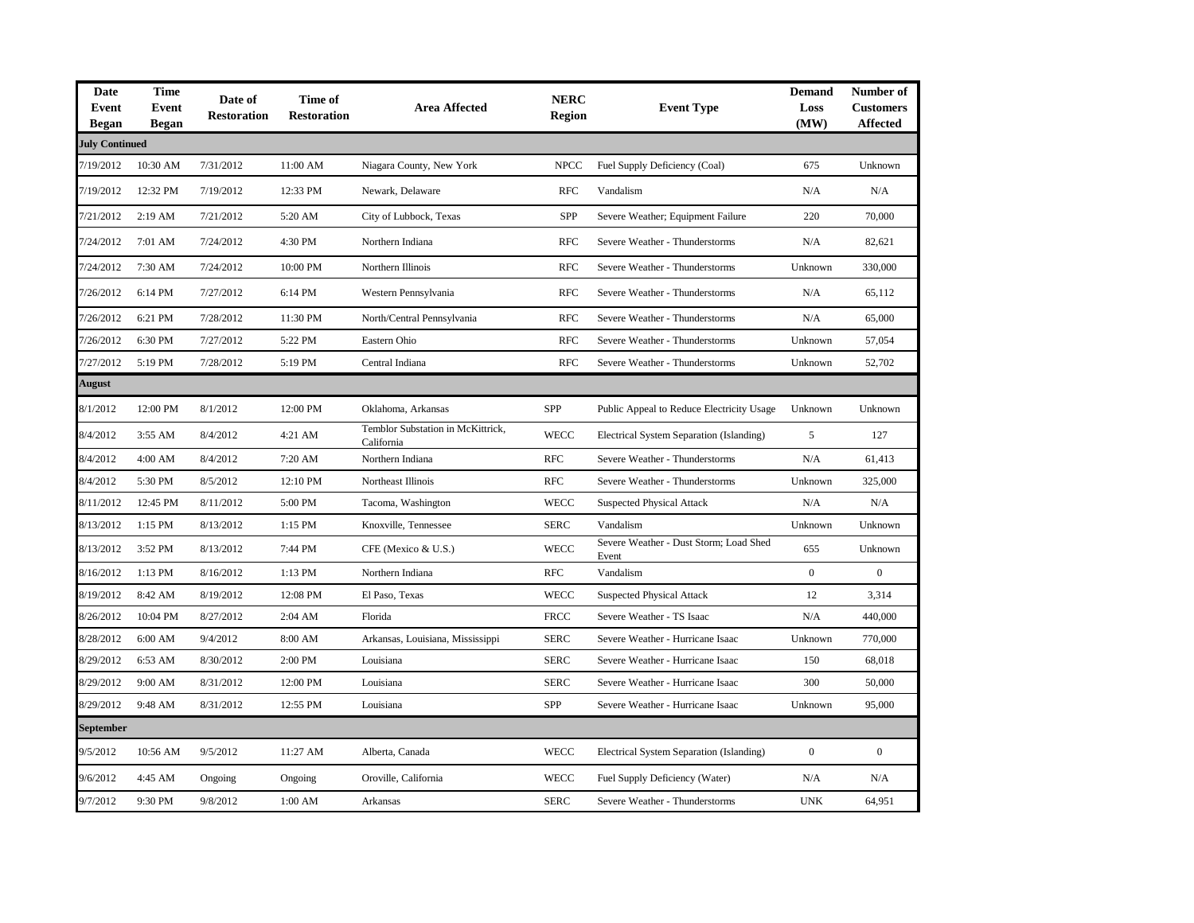| Date Event Began | Time Event Began | Date of Restoration | Time of Restoration | Area Affected | NERC Region | Event Type | Demand Loss (MW) | Number of Customers Affected |
|---|---|---|---|---|---|---|---|---|
| **July Continued** | | | | | | | | |
| 7/19/2012 | 10:30 AM | 7/31/2012 | 11:00 AM | Niagara County, New York | NPCC | Fuel Supply Deficiency (Coal) | 675 | Unknown |
| 7/19/2012 | 12:32 PM | 7/19/2012 | 12:33 PM | Newark, Delaware | RFC | Vandalism | N/A | N/A |
| 7/21/2012 | 2:19 AM | 7/21/2012 | 5:20 AM | City of Lubbock, Texas | SPP | Severe Weather; Equipment Failure | 220 | 70,000 |
| 7/24/2012 | 7:01 AM | 7/24/2012 | 4:30 PM | Northern Indiana | RFC | Severe Weather - Thunderstorms | N/A | 82,621 |
| 7/24/2012 | 7:30 AM | 7/24/2012 | 10:00 PM | Northern Illinois | RFC | Severe Weather - Thunderstorms | Unknown | 330,000 |
| 7/26/2012 | 6:14 PM | 7/27/2012 | 6:14 PM | Western Pennsylvania | RFC | Severe Weather - Thunderstorms | N/A | 65,112 |
| 7/26/2012 | 6:21 PM | 7/28/2012 | 11:30 PM | North/Central Pennsylvania | RFC | Severe Weather - Thunderstorms | N/A | 65,000 |
| 7/26/2012 | 6:30 PM | 7/27/2012 | 5:22 PM | Eastern Ohio | RFC | Severe Weather - Thunderstorms | Unknown | 57,054 |
| 7/27/2012 | 5:19 PM | 7/28/2012 | 5:19 PM | Central Indiana | RFC | Severe Weather - Thunderstorms | Unknown | 52,702 |
| **August** | | | | | | | | |
| 8/1/2012 | 12:00 PM | 8/1/2012 | 12:00 PM | Oklahoma, Arkansas | SPP | Public Appeal to Reduce Electricity Usage | Unknown | Unknown |
| 8/4/2012 | 3:55 AM | 8/4/2012 | 4:21 AM | Temblor Substation in McKittrick, California | WECC | Electrical System Separation (Islanding) | 5 | 127 |
| 8/4/2012 | 4:00 AM | 8/4/2012 | 7:20 AM | Northern Indiana | RFC | Severe Weather - Thunderstorms | N/A | 61,413 |
| 8/4/2012 | 5:30 PM | 8/5/2012 | 12:10 PM | Northeast Illinois | RFC | Severe Weather - Thunderstorms | Unknown | 325,000 |
| 8/11/2012 | 12:45 PM | 8/11/2012 | 5:00 PM | Tacoma, Washington | WECC | Suspected Physical Attack | N/A | N/A |
| 8/13/2012 | 1:15 PM | 8/13/2012 | 1:15 PM | Knoxville, Tennessee | SERC | Vandalism | Unknown | Unknown |
| 8/13/2012 | 3:52 PM | 8/13/2012 | 7:44 PM | CFE (Mexico & U.S.) | WECC | Severe Weather - Dust Storm; Load Shed Event | 655 | Unknown |
| 8/16/2012 | 1:13 PM | 8/16/2012 | 1:13 PM | Northern Indiana | RFC | Vandalism | 0 | 0 |
| 8/19/2012 | 8:42 AM | 8/19/2012 | 12:08 PM | El Paso, Texas | WECC | Suspected Physical Attack | 12 | 3,314 |
| 8/26/2012 | 10:04 PM | 8/27/2012 | 2:04 AM | Florida | FRCC | Severe Weather - TS Isaac | N/A | 440,000 |
| 8/28/2012 | 6:00 AM | 9/4/2012 | 8:00 AM | Arkansas, Louisiana, Mississippi | SERC | Severe Weather - Hurricane Isaac | Unknown | 770,000 |
| 8/29/2012 | 6:53 AM | 8/30/2012 | 2:00 PM | Louisiana | SERC | Severe Weather - Hurricane Isaac | 150 | 68,018 |
| 8/29/2012 | 9:00 AM | 8/31/2012 | 12:00 PM | Louisiana | SERC | Severe Weather - Hurricane Isaac | 300 | 50,000 |
| 8/29/2012 | 9:48 AM | 8/31/2012 | 12:55 PM | Louisiana | SPP | Severe Weather - Hurricane Isaac | Unknown | 95,000 |
| **September** | | | | | | | | |
| 9/5/2012 | 10:56 AM | 9/5/2012 | 11:27 AM | Alberta, Canada | WECC | Electrical System Separation (Islanding) | 0 | 0 |
| 9/6/2012 | 4:45 AM | Ongoing | Ongoing | Oroville, California | WECC | Fuel Supply Deficiency (Water) | N/A | N/A |
| 9/7/2012 | 9:30 PM | 9/8/2012 | 1:00 AM | Arkansas | SERC | Severe Weather - Thunderstorms | UNK | 64,951 |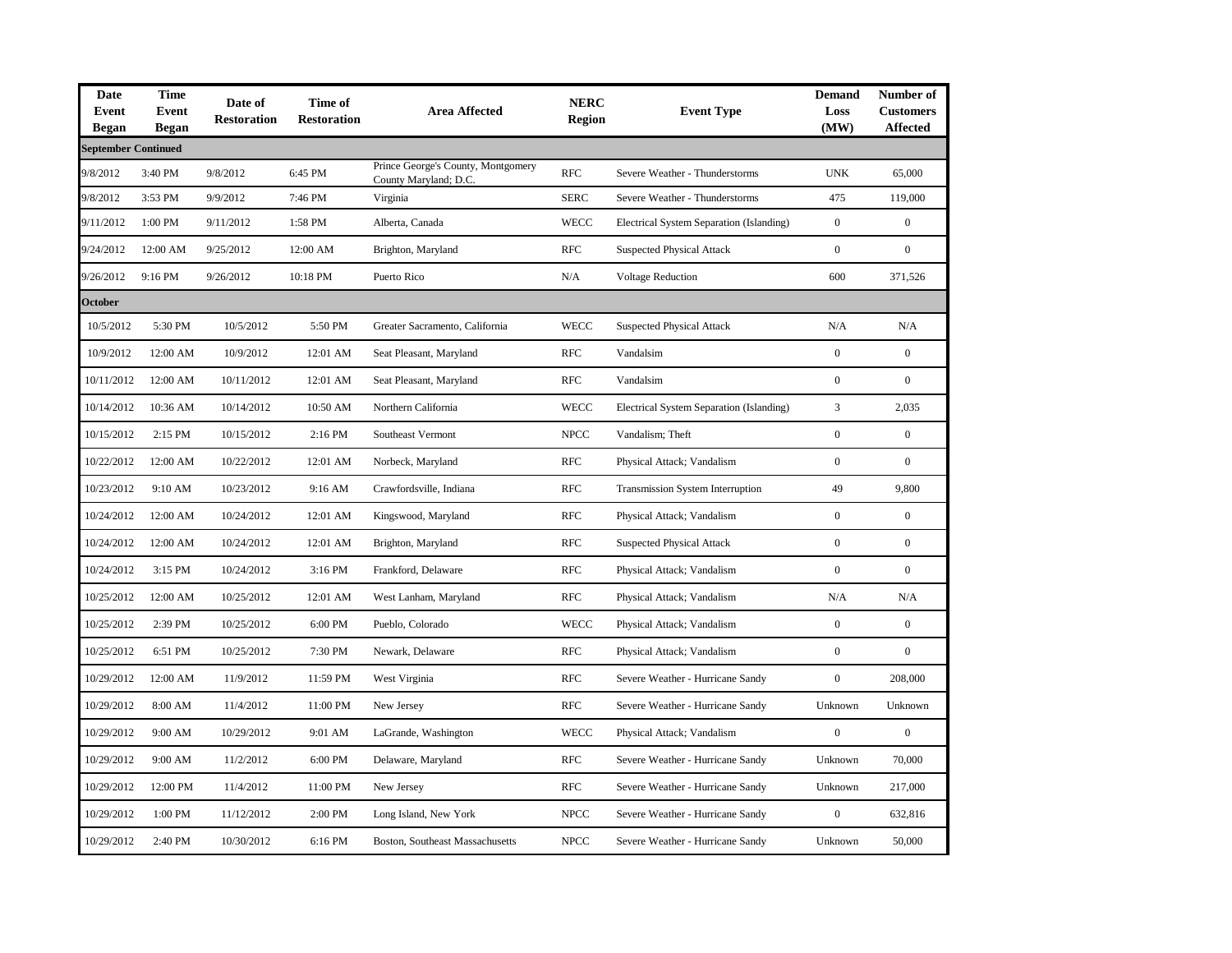| Date Event Began | Time Event Began | Date of Restoration | Time of Restoration | Area Affected | NERC Region | Event Type | Demand Loss (MW) | Number of Customers Affected |
|---|---|---|---|---|---|---|---|---|
| **September Continued** | | | | | | | | |
| 9/8/2012 | 3:40 PM | 9/8/2012 | 6:45 PM | Prince George's County, Montgomery County Maryland; D.C. | RFC | Severe Weather - Thunderstorms | UNK | 65,000 |
| 9/8/2012 | 3:53 PM | 9/9/2012 | 7:46 PM | Virginia | SERC | Severe Weather - Thunderstorms | 475 | 119,000 |
| 9/11/2012 | 1:00 PM | 9/11/2012 | 1:58 PM | Alberta, Canada | WECC | Electrical System Separation (Islanding) | 0 | 0 |
| 9/24/2012 | 12:00 AM | 9/25/2012 | 12:00 AM | Brighton, Maryland | RFC | Suspected Physical Attack | 0 | 0 |
| 9/26/2012 | 9:16 PM | 9/26/2012 | 10:18 PM | Puerto Rico | N/A | Voltage Reduction | 600 | 371,526 |
| **October** | | | | | | | | |
| 10/5/2012 | 5:30 PM | 10/5/2012 | 5:50 PM | Greater Sacramento, California | WECC | Suspected Physical Attack | N/A | N/A |
| 10/9/2012 | 12:00 AM | 10/9/2012 | 12:01 AM | Seat Pleasant, Maryland | RFC | Vandalsim | 0 | 0 |
| 10/11/2012 | 12:00 AM | 10/11/2012 | 12:01 AM | Seat Pleasant, Maryland | RFC | Vandalsim | 0 | 0 |
| 10/14/2012 | 10:36 AM | 10/14/2012 | 10:50 AM | Northern California | WECC | Electrical System Separation (Islanding) | 3 | 2,035 |
| 10/15/2012 | 2:15 PM | 10/15/2012 | 2:16 PM | Southeast Vermont | NPCC | Vandalism; Theft | 0 | 0 |
| 10/22/2012 | 12:00 AM | 10/22/2012 | 12:01 AM | Norbeck, Maryland | RFC | Physical Attack; Vandalism | 0 | 0 |
| 10/23/2012 | 9:10 AM | 10/23/2012 | 9:16 AM | Crawfordsville, Indiana | RFC | Transmission System Interruption | 49 | 9,800 |
| 10/24/2012 | 12:00 AM | 10/24/2012 | 12:01 AM | Kingswood, Maryland | RFC | Physical Attack; Vandalism | 0 | 0 |
| 10/24/2012 | 12:00 AM | 10/24/2012 | 12:01 AM | Brighton, Maryland | RFC | Suspected Physical Attack | 0 | 0 |
| 10/24/2012 | 3:15 PM | 10/24/2012 | 3:16 PM | Frankford, Delaware | RFC | Physical Attack; Vandalism | 0 | 0 |
| 10/25/2012 | 12:00 AM | 10/25/2012 | 12:01 AM | West Lanham, Maryland | RFC | Physical Attack; Vandalism | N/A | N/A |
| 10/25/2012 | 2:39 PM | 10/25/2012 | 6:00 PM | Pueblo, Colorado | WECC | Physical Attack; Vandalism | 0 | 0 |
| 10/25/2012 | 6:51 PM | 10/25/2012 | 7:30 PM | Newark, Delaware | RFC | Physical Attack; Vandalism | 0 | 0 |
| 10/29/2012 | 12:00 AM | 11/9/2012 | 11:59 PM | West Virginia | RFC | Severe Weather - Hurricane Sandy | 0 | 208,000 |
| 10/29/2012 | 8:00 AM | 11/4/2012 | 11:00 PM | New Jersey | RFC | Severe Weather - Hurricane Sandy | Unknown | Unknown |
| 10/29/2012 | 9:00 AM | 10/29/2012 | 9:01 AM | LaGrande, Washington | WECC | Physical Attack; Vandalism | 0 | 0 |
| 10/29/2012 | 9:00 AM | 11/2/2012 | 6:00 PM | Delaware, Maryland | RFC | Severe Weather - Hurricane Sandy | Unknown | 70,000 |
| 10/29/2012 | 12:00 PM | 11/4/2012 | 11:00 PM | New Jersey | RFC | Severe Weather - Hurricane Sandy | Unknown | 217,000 |
| 10/29/2012 | 1:00 PM | 11/12/2012 | 2:00 PM | Long Island, New York | NPCC | Severe Weather - Hurricane Sandy | 0 | 632,816 |
| 10/29/2012 | 2:40 PM | 10/30/2012 | 6:16 PM | Boston, Southeast Massachusetts | NPCC | Severe Weather - Hurricane Sandy | Unknown | 50,000 |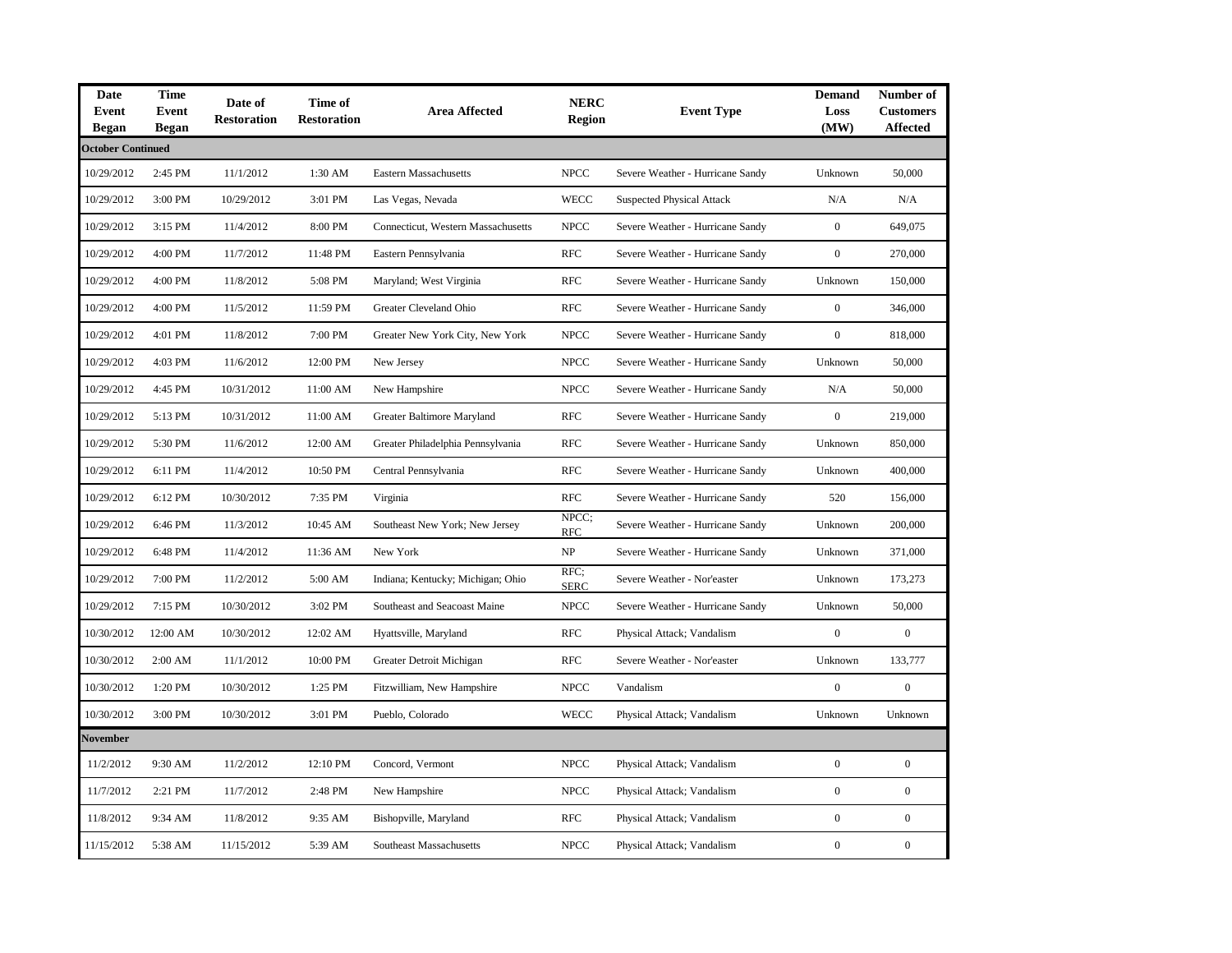| Date Event Began | Time Event Began | Date of Restoration | Time of Restoration | Area Affected | NERC Region | Event Type | Demand Loss (MW) | Number of Customers Affected |
|---|---|---|---|---|---|---|---|---|
| **October Continued** | | | | | | | | |
| 10/29/2012 | 2:45 PM | 11/1/2012 | 1:30 AM | Eastern Massachusetts | NPCC | Severe Weather - Hurricane Sandy | Unknown | 50,000 |
| 10/29/2012 | 3:00 PM | 10/29/2012 | 3:01 PM | Las Vegas, Nevada | WECC | Suspected Physical Attack | N/A | N/A |
| 10/29/2012 | 3:15 PM | 11/4/2012 | 8:00 PM | Connecticut, Western Massachusetts | NPCC | Severe Weather - Hurricane Sandy | 0 | 649,075 |
| 10/29/2012 | 4:00 PM | 11/7/2012 | 11:48 PM | Eastern Pennsylvania | RFC | Severe Weather - Hurricane Sandy | 0 | 270,000 |
| 10/29/2012 | 4:00 PM | 11/8/2012 | 5:08 PM | Maryland; West Virginia | RFC | Severe Weather - Hurricane Sandy | Unknown | 150,000 |
| 10/29/2012 | 4:00 PM | 11/5/2012 | 11:59 PM | Greater Cleveland Ohio | RFC | Severe Weather - Hurricane Sandy | 0 | 346,000 |
| 10/29/2012 | 4:01 PM | 11/8/2012 | 7:00 PM | Greater New York City, New York | NPCC | Severe Weather - Hurricane Sandy | 0 | 818,000 |
| 10/29/2012 | 4:03 PM | 11/6/2012 | 12:00 PM | New Jersey | NPCC | Severe Weather - Hurricane Sandy | Unknown | 50,000 |
| 10/29/2012 | 4:45 PM | 10/31/2012 | 11:00 AM | New Hampshire | NPCC | Severe Weather - Hurricane Sandy | N/A | 50,000 |
| 10/29/2012 | 5:13 PM | 10/31/2012 | 11:00 AM | Greater Baltimore Maryland | RFC | Severe Weather - Hurricane Sandy | 0 | 219,000 |
| 10/29/2012 | 5:30 PM | 11/6/2012 | 12:00 AM | Greater Philadelphia Pennsylvania | RFC | Severe Weather - Hurricane Sandy | Unknown | 850,000 |
| 10/29/2012 | 6:11 PM | 11/4/2012 | 10:50 PM | Central Pennsylvania | RFC | Severe Weather - Hurricane Sandy | Unknown | 400,000 |
| 10/29/2012 | 6:12 PM | 10/30/2012 | 7:35 PM | Virginia | RFC | Severe Weather - Hurricane Sandy | 520 | 156,000 |
| 10/29/2012 | 6:46 PM | 11/3/2012 | 10:45 AM | Southeast New York; New Jersey | NPCC; RFC | Severe Weather - Hurricane Sandy | Unknown | 200,000 |
| 10/29/2012 | 6:48 PM | 11/4/2012 | 11:36 AM | New York | NP | Severe Weather - Hurricane Sandy | Unknown | 371,000 |
| 10/29/2012 | 7:00 PM | 11/2/2012 | 5:00 AM | Indiana; Kentucky; Michigan; Ohio | RFC; SERC | Severe Weather - Nor'easter | Unknown | 173,273 |
| 10/29/2012 | 7:15 PM | 10/30/2012 | 3:02 PM | Southeast and Seacoast Maine | NPCC | Severe Weather - Hurricane Sandy | Unknown | 50,000 |
| 10/30/2012 | 12:00 AM | 10/30/2012 | 12:02 AM | Hyattsville, Maryland | RFC | Physical Attack; Vandalism | 0 | 0 |
| 10/30/2012 | 2:00 AM | 11/1/2012 | 10:00 PM | Greater Detroit Michigan | RFC | Severe Weather - Nor'easter | Unknown | 133,777 |
| 10/30/2012 | 1:20 PM | 10/30/2012 | 1:25 PM | Fitzwilliam, New Hampshire | NPCC | Vandalism | 0 | 0 |
| 10/30/2012 | 3:00 PM | 10/30/2012 | 3:01 PM | Pueblo, Colorado | WECC | Physical Attack; Vandalism | Unknown | Unknown |
| **November** | | | | | | | | |
| 11/2/2012 | 9:30 AM | 11/2/2012 | 12:10 PM | Concord, Vermont | NPCC | Physical Attack; Vandalism | 0 | 0 |
| 11/7/2012 | 2:21 PM | 11/7/2012 | 2:48 PM | New Hampshire | NPCC | Physical Attack; Vandalism | 0 | 0 |
| 11/8/2012 | 9:34 AM | 11/8/2012 | 9:35 AM | Bishopville, Maryland | RFC | Physical Attack; Vandalism | 0 | 0 |
| 11/15/2012 | 5:38 AM | 11/15/2012 | 5:39 AM | Southeast Massachusetts | NPCC | Physical Attack; Vandalism | 0 | 0 |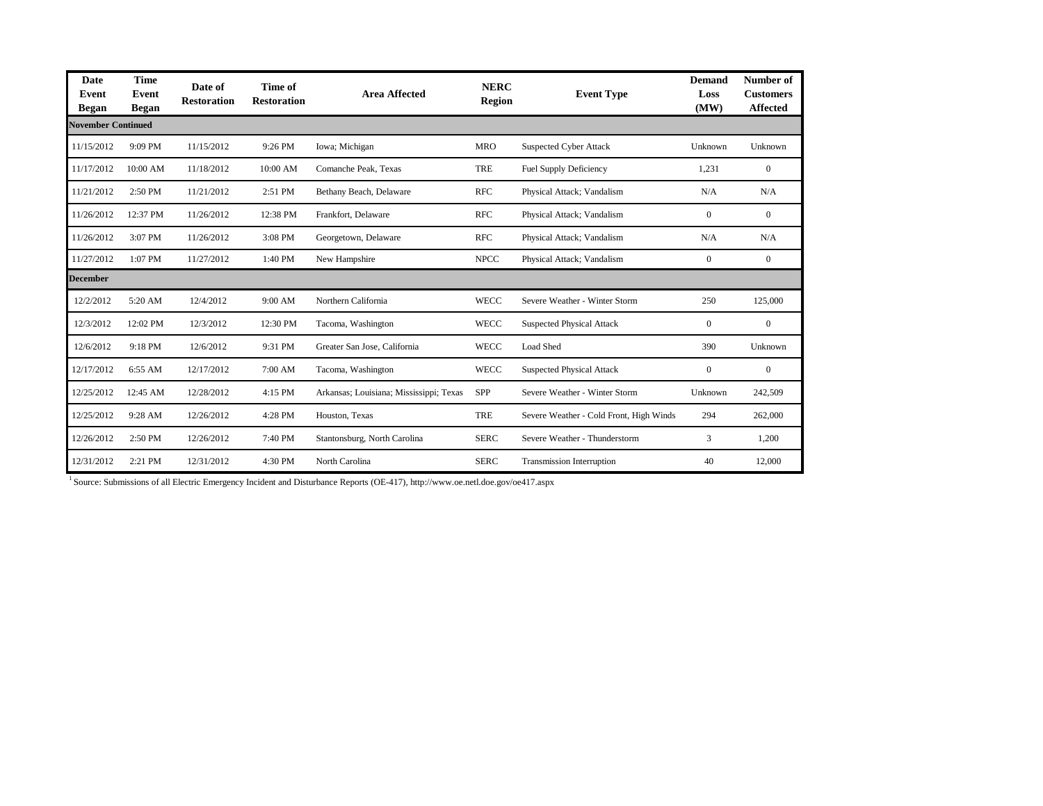| Date Event Began | Time Event Began | Date of Restoration | Time of Restoration | Area Affected | NERC Region | Event Type | Demand Loss (MW) | Number of Customers Affected |
|---|---|---|---|---|---|---|---|---|
| **November Continued** | | | | | | | | |
| 11/15/2012 | 9:09 PM | 11/15/2012 | 9:26 PM | Iowa; Michigan | MRO | Suspected Cyber Attack | Unknown | Unknown |
| 11/17/2012 | 10:00 AM | 11/18/2012 | 10:00 AM | Comanche Peak, Texas | TRE | Fuel Supply Deficiency | 1,231 | 0 |
| 11/21/2012 | 2:50 PM | 11/21/2012 | 2:51 PM | Bethany Beach, Delaware | RFC | Physical Attack; Vandalism | N/A | N/A |
| 11/26/2012 | 12:37 PM | 11/26/2012 | 12:38 PM | Frankfort, Delaware | RFC | Physical Attack; Vandalism | 0 | 0 |
| 11/26/2012 | 3:07 PM | 11/26/2012 | 3:08 PM | Georgetown, Delaware | RFC | Physical Attack; Vandalism | N/A | N/A |
| 11/27/2012 | 1:07 PM | 11/27/2012 | 1:40 PM | New Hampshire | NPCC | Physical Attack; Vandalism | 0 | 0 |
| **December** | | | | | | | | |
| 12/2/2012 | 5:20 AM | 12/4/2012 | 9:00 AM | Northern California | WECC | Severe Weather - Winter Storm | 250 | 125,000 |
| 12/3/2012 | 12:02 PM | 12/3/2012 | 12:30 PM | Tacoma, Washington | WECC | Suspected Physical Attack | 0 | 0 |
| 12/6/2012 | 9:18 PM | 12/6/2012 | 9:31 PM | Greater San Jose, California | WECC | Load Shed | 390 | Unknown |
| 12/17/2012 | 6:55 AM | 12/17/2012 | 7:00 AM | Tacoma, Washington | WECC | Suspected Physical Attack | 0 | 0 |
| 12/25/2012 | 12:45 AM | 12/28/2012 | 4:15 PM | Arkansas; Louisiana; Mississippi; Texas | SPP | Severe Weather - Winter Storm | Unknown | 242,509 |
| 12/25/2012 | 9:28 AM | 12/26/2012 | 4:28 PM | Houston, Texas | TRE | Severe Weather - Cold Front, High Winds | 294 | 262,000 |
| 12/26/2012 | 2:50 PM | 12/26/2012 | 7:40 PM | Stantonsburg, North Carolina | SERC | Severe Weather - Thunderstorm | 3 | 1,200 |
| 12/31/2012 | 2:21 PM | 12/31/2012 | 4:30 PM | North Carolina | SERC | Transmission Interruption | 40 | 12,000 |

[1] Source: Submissions of all Electric Emergency Incident and Disturbance Reports (OE-417), http://www.oe.netl.doe.gov/oe417.aspx